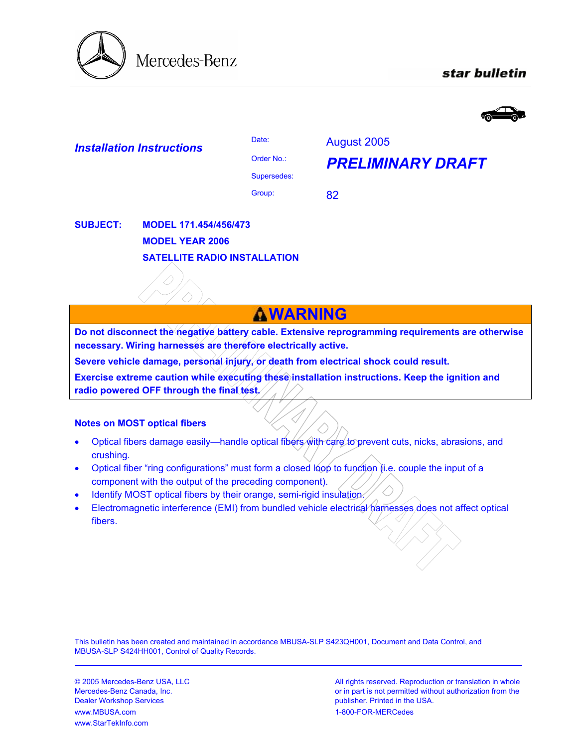Mercedes-Benz

**star bulletin**

***Installation Instructions***

| | |
|---|---|
| Date: | August 2005 |
| Order No.: | ***PRELIMINARY DRAFT*** |
| Supersedes: | |
| Group: | 82 |

**SUBJECT: MODEL 171.454/456/473**

**MODEL YEAR 2006**

**SATELLITE RADIO INSTALLATION**

## ⚠WARNING

**Do not disconnect the negative battery cable. Extensive reprogramming requirements are otherwise necessary. Wiring harnesses are therefore electrically active.**

**Severe vehicle damage, personal injury, or death from electrical shock could result.**

**Exercise extreme caution while executing these installation instructions. Keep the ignition and radio powered OFF through the final test.**

### Notes on MOST optical fibers

- Optical fibers damage easily—handle optical fibers with care to prevent cuts, nicks, abrasions, and crushing.
- Optical fiber "ring configurations" must form a closed loop to function (i.e. couple the input of a component with the output of the preceding component).
- Identify MOST optical fibers by their orange, semi-rigid insulation.
- Electromagnetic interference (EMI) from bundled vehicle electrical harnesses does not affect optical fibers.

This bulletin has been created and maintained in accordance MBUSA-SLP S423QH001, Document and Data Control, and MBUSA-SLP S424HH001, Control of Quality Records.

© 2005 Mercedes-Benz USA, LLC
Mercedes-Benz Canada, Inc.
Dealer Workshop Services
www.MBUSA.com
www.StarTekInfo.com

All rights reserved. Reproduction or translation in whole or in part is not permitted without authorization from the publisher. Printed in the USA.
1-800-FOR-MERCedes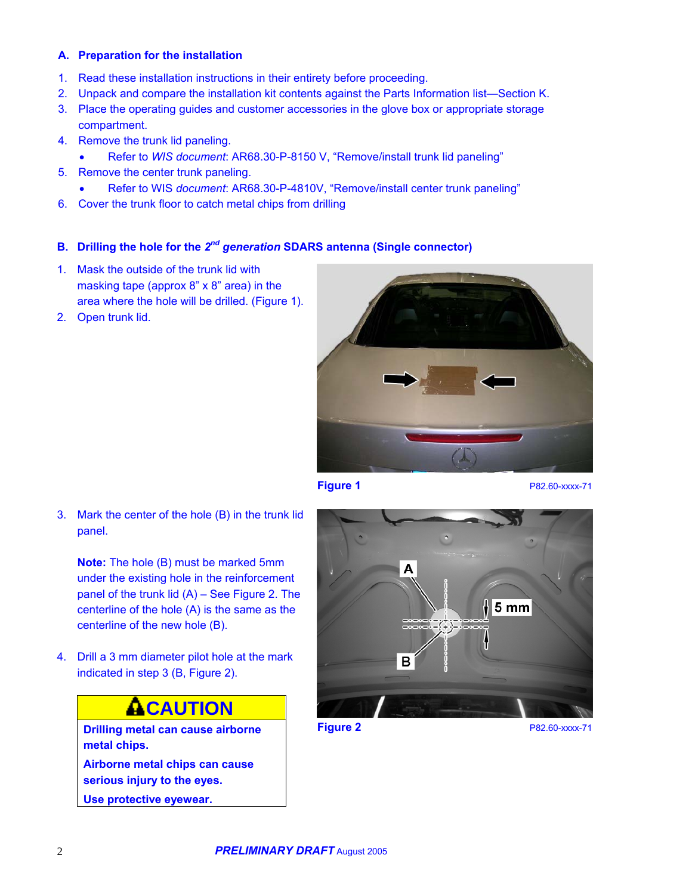## A. Preparation for the installation

1. Read these installation instructions in their entirety before proceeding.
2. Unpack and compare the installation kit contents against the Parts Information list—Section K.
3. Place the operating guides and customer accessories in the glove box or appropriate storage compartment.
4. Remove the trunk lid paneling.
   - Refer to *WIS document*: AR68.30-P-8150 V, "Remove/install trunk lid paneling"
5. Remove the center trunk paneling.
   - Refer to WIS *document*: AR68.30-P-4810V, "Remove/install center trunk paneling"
6. Cover the trunk floor to catch metal chips from drilling

## B. Drilling the hole for the 2nd *generation* SDARS antenna (Single connector)

1. Mask the outside of the trunk lid with masking tape (approx 8" x 8" area) in the area where the hole will be drilled. (Figure 1).
2. Open trunk lid.

**Figure 1** P82.60-xxxx-71

3. Mark the center of the hole (B) in the trunk lid panel.

   **Note:** The hole (B) must be marked 5mm under the existing hole in the reinforcement panel of the trunk lid (A) – See Figure 2. The centerline of the hole (A) is the same as the centerline of the new hole (B).

4. Drill a 3 mm diameter pilot hole at the mark indicated in step 3 (B, Figure 2).

**⚠CAUTION**

**Drilling metal can cause airborne metal chips.**

**Airborne metal chips can cause serious injury to the eyes.**

**Use protective eyewear.**

**Figure 2** P82.60-xxxx-71

***PRELIMINARY DRAFT*** August 2005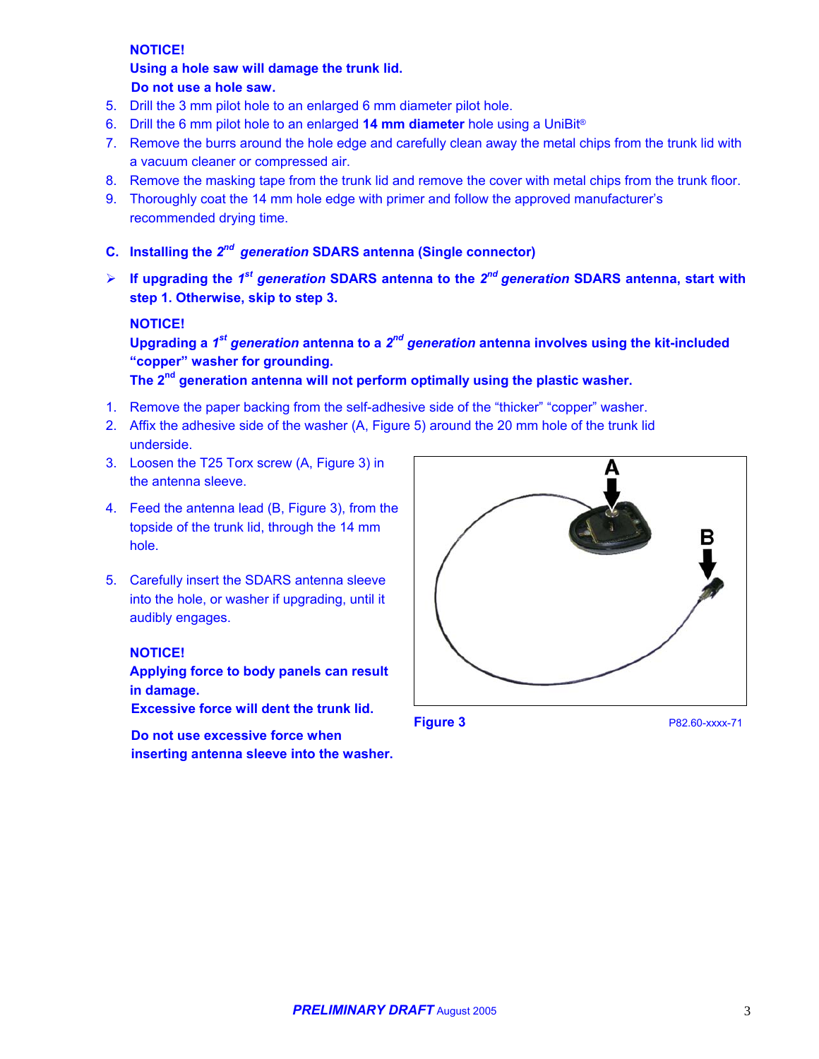**NOTICE!**
**Using a hole saw will damage the trunk lid.**
**Do not use a hole saw.**

5. Drill the 3 mm pilot hole to an enlarged 6 mm diameter pilot hole.
6. Drill the 6 mm pilot hole to an enlarged **14 mm diameter** hole using a UniBit®
7. Remove the burrs around the hole edge and carefully clean away the metal chips from the trunk lid with a vacuum cleaner or compressed air.
8. Remove the masking tape from the trunk lid and remove the cover with metal chips from the trunk floor.
9. Thoroughly coat the 14 mm hole edge with primer and follow the approved manufacturer's recommended drying time.

## C. Installing the 2nd *generation* SDARS antenna (Single connector)

- **If upgrading the 1st *generation* SDARS antenna to the 2nd *generation* SDARS antenna, start with step 1. Otherwise, skip to step 3.**

**NOTICE!**
**Upgrading a 1st *generation* antenna to a 2nd *generation* antenna involves using the kit-included "copper" washer for grounding.**
**The 2nd generation antenna will not perform optimally using the plastic washer.**

1. Remove the paper backing from the self-adhesive side of the "thicker" "copper" washer.
2. Affix the adhesive side of the washer (A, Figure 5) around the 20 mm hole of the trunk lid underside.
3. Loosen the T25 Torx screw (A, Figure 3) in the antenna sleeve.
4. Feed the antenna lead (B, Figure 3), from the topside of the trunk lid, through the 14 mm hole.
5. Carefully insert the SDARS antenna sleeve into the hole, or washer if upgrading, until it audibly engages.

**NOTICE!**
**Applying force to body panels can result in damage.**
**Excessive force will dent the trunk lid.**

**Do not use excessive force when inserting antenna sleeve into the washer.**

**Figure 3** P82.60-xxxx-71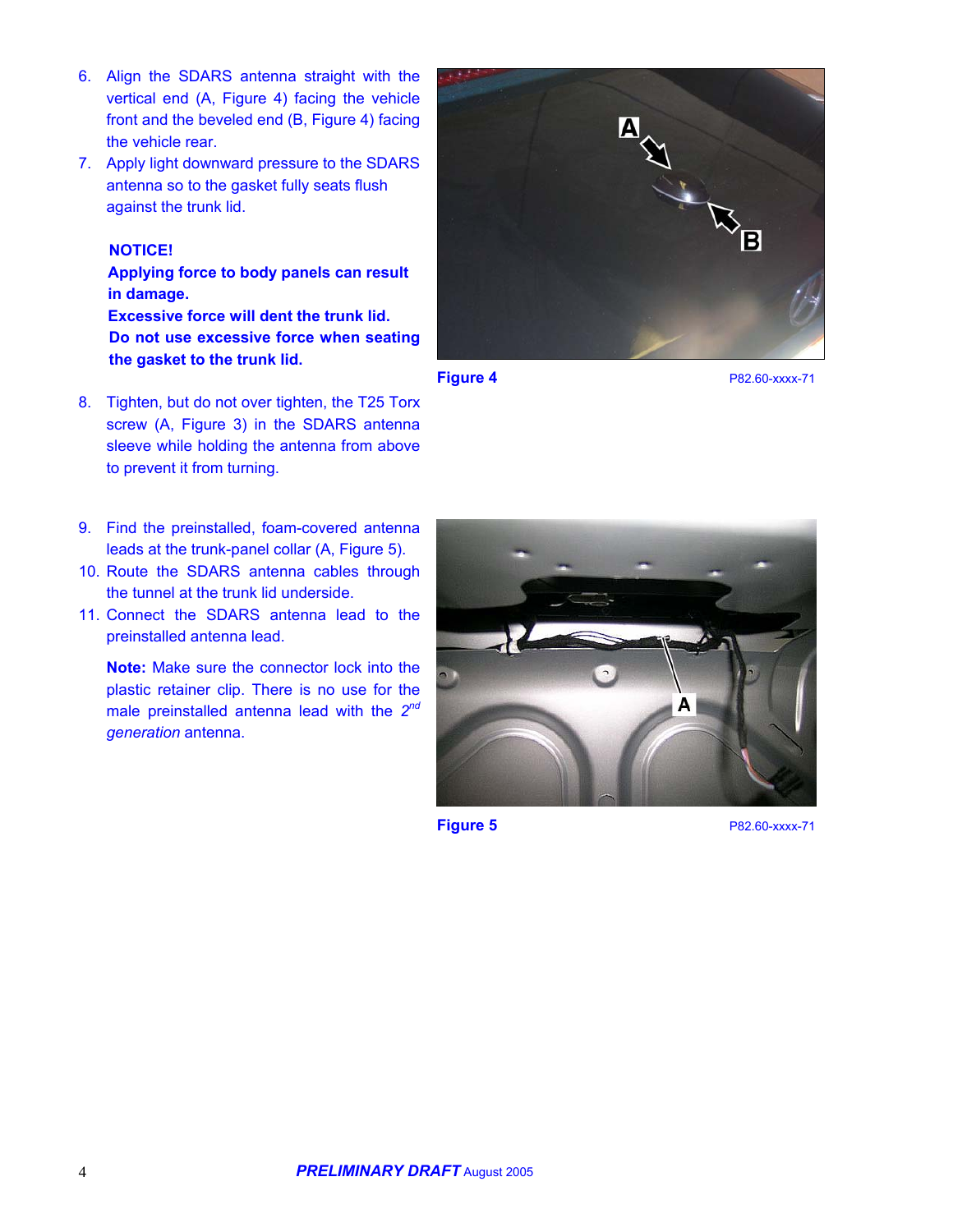6. Align the SDARS antenna straight with the vertical end (A, Figure 4) facing the vehicle front and the beveled end (B, Figure 4) facing the vehicle rear.
7. Apply light downward pressure to the SDARS antenna so to the gasket fully seats flush against the trunk lid.

   **NOTICE!**
   **Applying force to body panels can result in damage.**
   **Excessive force will dent the trunk lid.**
   **Do not use excessive force when seating the gasket to the trunk lid.**

8. Tighten, but do not over tighten, the T25 Torx screw (A, Figure 3) in the SDARS antenna sleeve while holding the antenna from above to prevent it from turning.

**Figure 4** P82.60-xxxx-71

9. Find the preinstalled, foam-covered antenna leads at the trunk-panel collar (A, Figure 5).
10. Route the SDARS antenna cables through the tunnel at the trunk lid underside.
11. Connect the SDARS antenna lead to the preinstalled antenna lead.

    **Note:** Make sure the connector lock into the plastic retainer clip. There is no use for the male preinstalled antenna lead with the *2nd generation* antenna.

**Figure 5** P82.60-xxxx-71

***PRELIMINARY DRAFT*** August 2005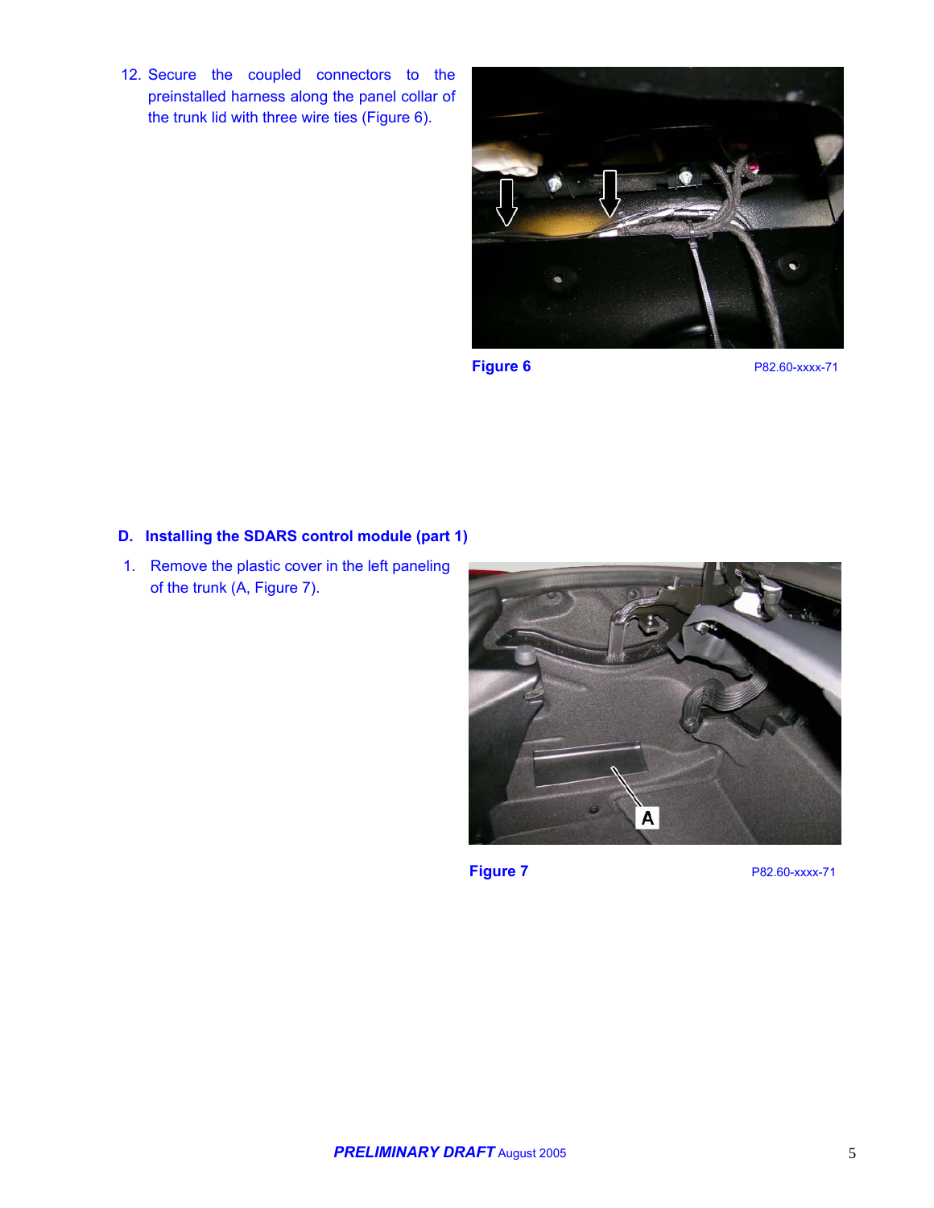12. Secure the coupled connectors to the preinstalled harness along the panel collar of the trunk lid with three wire ties (Figure 6).

**Figure 6** P82.60-xxxx-71

### D. Installing the SDARS control module (part 1)

1. Remove the plastic cover in the left paneling of the trunk (A, Figure 7).

**Figure 7** P82.60-xxxx-71

***PRELIMINARY DRAFT*** August 2005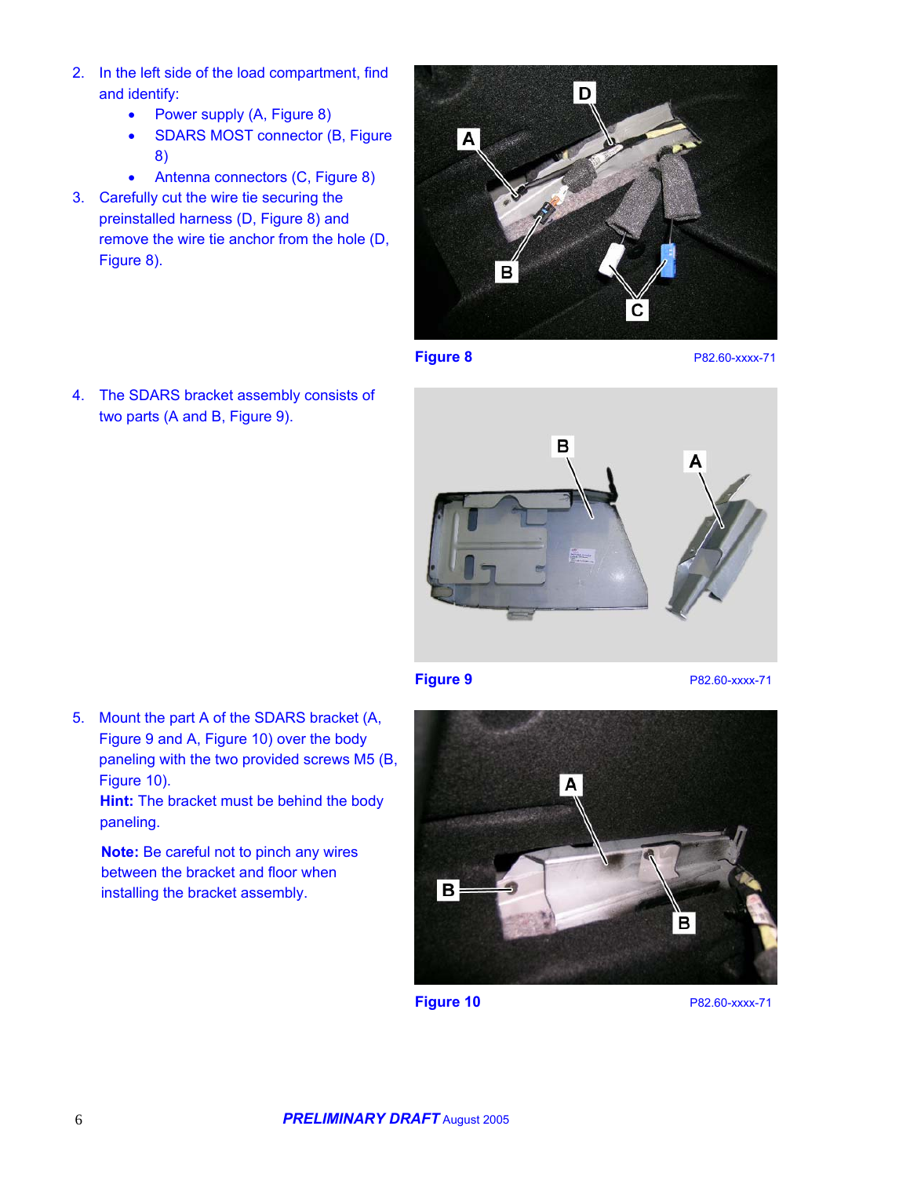2. In the left side of the load compartment, find and identify:
    - Power supply (A, Figure 8)
    - SDARS MOST connector (B, Figure 8)
    - Antenna connectors (C, Figure 8)
3. Carefully cut the wire tie securing the preinstalled harness (D, Figure 8) and remove the wire tie anchor from the hole (D, Figure 8).

**Figure 8** P82.60-xxxx-71

4. The SDARS bracket assembly consists of two parts (A and B, Figure 9).

**Figure 9** P82.60-xxxx-71

5. Mount the part A of the SDARS bracket (A, Figure 9 and A, Figure 10) over the body paneling with the two provided screws M5 (B, Figure 10).
   **Hint:** The bracket must be behind the body paneling.

   **Note:** Be careful not to pinch any wires between the bracket and floor when installing the bracket assembly.

**Figure 10** P82.60-xxxx-71

***PRELIMINARY DRAFT*** August 2005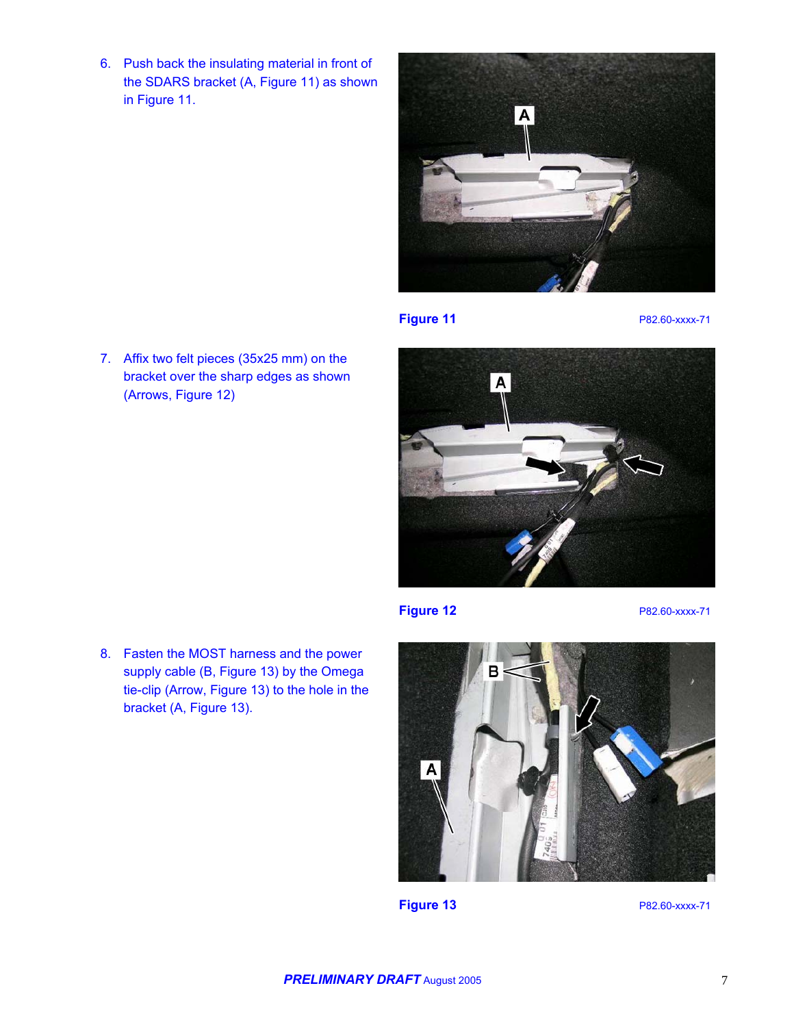6. Push back the insulating material in front of the SDARS bracket (A, Figure 11) as shown in Figure 11.

**Figure 11** P82.60-xxxx-71

7. Affix two felt pieces (35x25 mm) on the bracket over the sharp edges as shown (Arrows, Figure 12)

**Figure 12** P82.60-xxxx-71

8. Fasten the MOST harness and the power supply cable (B, Figure 13) by the Omega tie-clip (Arrow, Figure 13) to the hole in the bracket (A, Figure 13).

**Figure 13** P82.60-xxxx-71

***PRELIMINARY DRAFT*** August 2005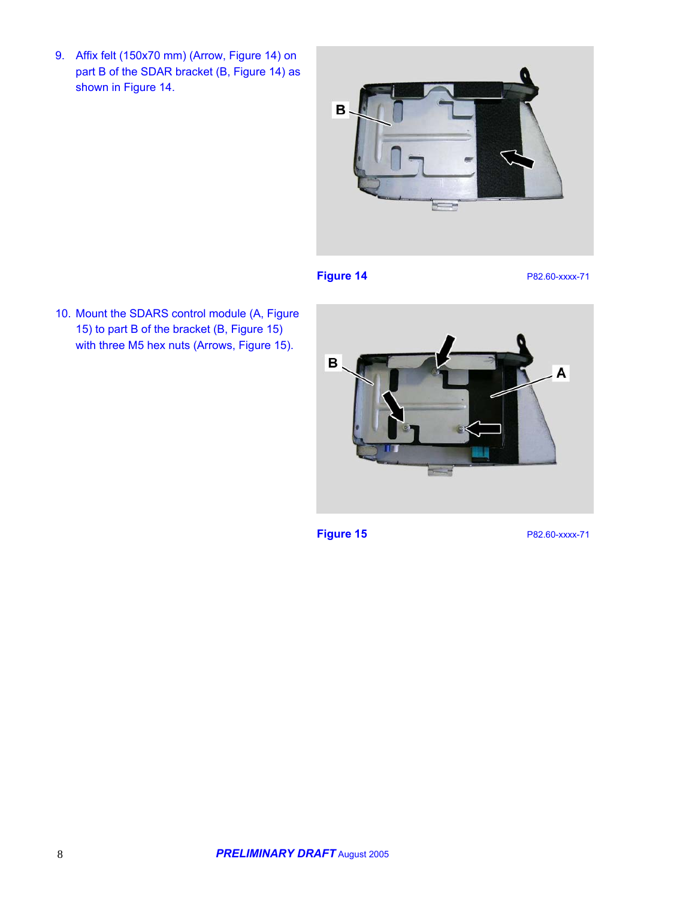9. Affix felt (150x70 mm) (Arrow, Figure 14) on part B of the SDAR bracket (B, Figure 14) as shown in Figure 14.

**Figure 14** P82.60-xxxx-71

10. Mount the SDARS control module (A, Figure 15) to part B of the bracket (B, Figure 15) with three M5 hex nuts (Arrows, Figure 15).

**Figure 15** P82.60-xxxx-71

***PRELIMINARY DRAFT*** August 2005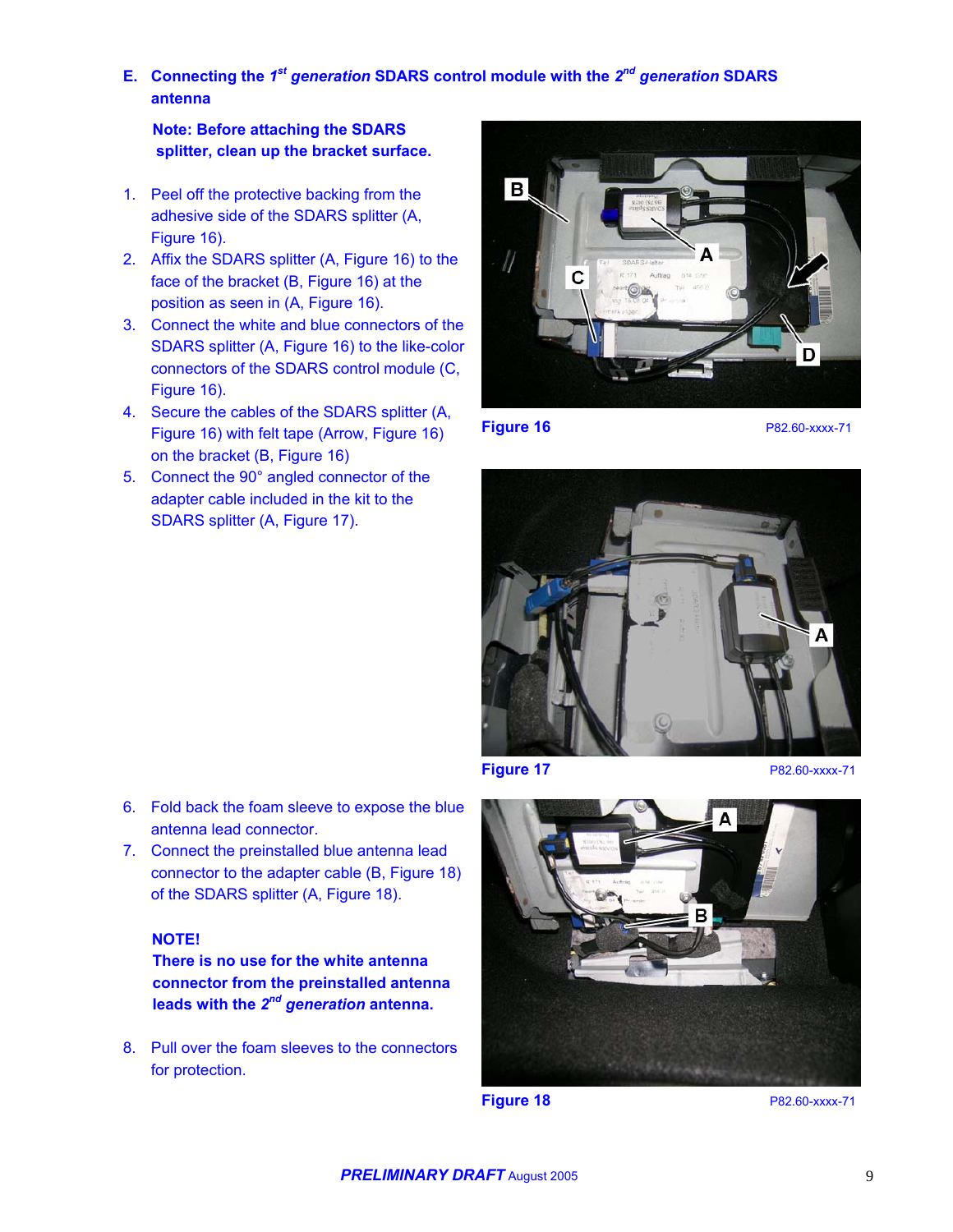## E. Connecting the 1st *generation* SDARS control module with the 2nd *generation* SDARS antenna

**Note: Before attaching the SDARS splitter, clean up the bracket surface.**

1. Peel off the protective backing from the adhesive side of the SDARS splitter (A, Figure 16).
2. Affix the SDARS splitter (A, Figure 16) to the face of the bracket (B, Figure 16) at the position as seen in (A, Figure 16).
3. Connect the white and blue connectors of the SDARS splitter (A, Figure 16) to the like-color connectors of the SDARS control module (C, Figure 16).
4. Secure the cables of the SDARS splitter (A, Figure 16) with felt tape (Arrow, Figure 16) on the bracket (B, Figure 16)
5. Connect the 90° angled connector of the adapter cable included in the kit to the SDARS splitter (A, Figure 17).

**Figure 16** P82.60-xxxx-71

**Figure 17** P82.60-xxxx-71

6. Fold back the foam sleeve to expose the blue antenna lead connector.
7. Connect the preinstalled blue antenna lead connector to the adapter cable (B, Figure 18) of the SDARS splitter (A, Figure 18).

**NOTE!**
**There is no use for the white antenna connector from the preinstalled antenna leads with the 2nd *generation* antenna.**

8. Pull over the foam sleeves to the connectors for protection.

**Figure 18** P82.60-xxxx-71

***PRELIMINARY DRAFT*** August 2005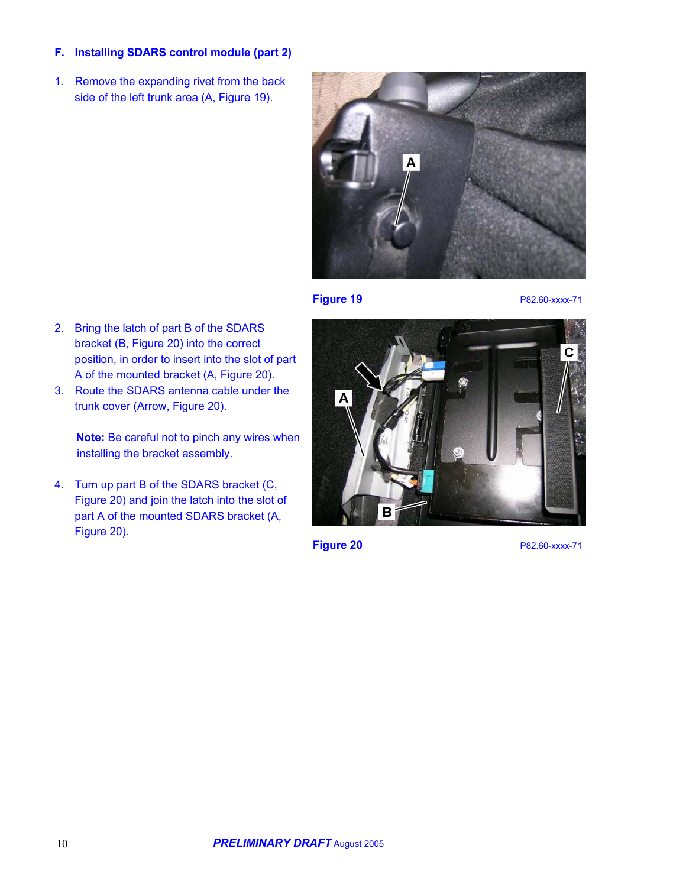### F. Installing SDARS control module (part 2)

1. Remove the expanding rivet from the back side of the left trunk area (A, Figure 19).

**Figure 19** P82.60-xxxx-71

2. Bring the latch of part B of the SDARS bracket (B, Figure 20) into the correct position, in order to insert into the slot of part A of the mounted bracket (A, Figure 20).
3. Route the SDARS antenna cable under the trunk cover (Arrow, Figure 20).

   **Note:** Be careful not to pinch any wires when installing the bracket assembly.

4. Turn up part B of the SDARS bracket (C, Figure 20) and join the latch into the slot of part A of the mounted SDARS bracket (A, Figure 20).

**Figure 20** P82.60-xxxx-71

***PRELIMINARY DRAFT*** August 2005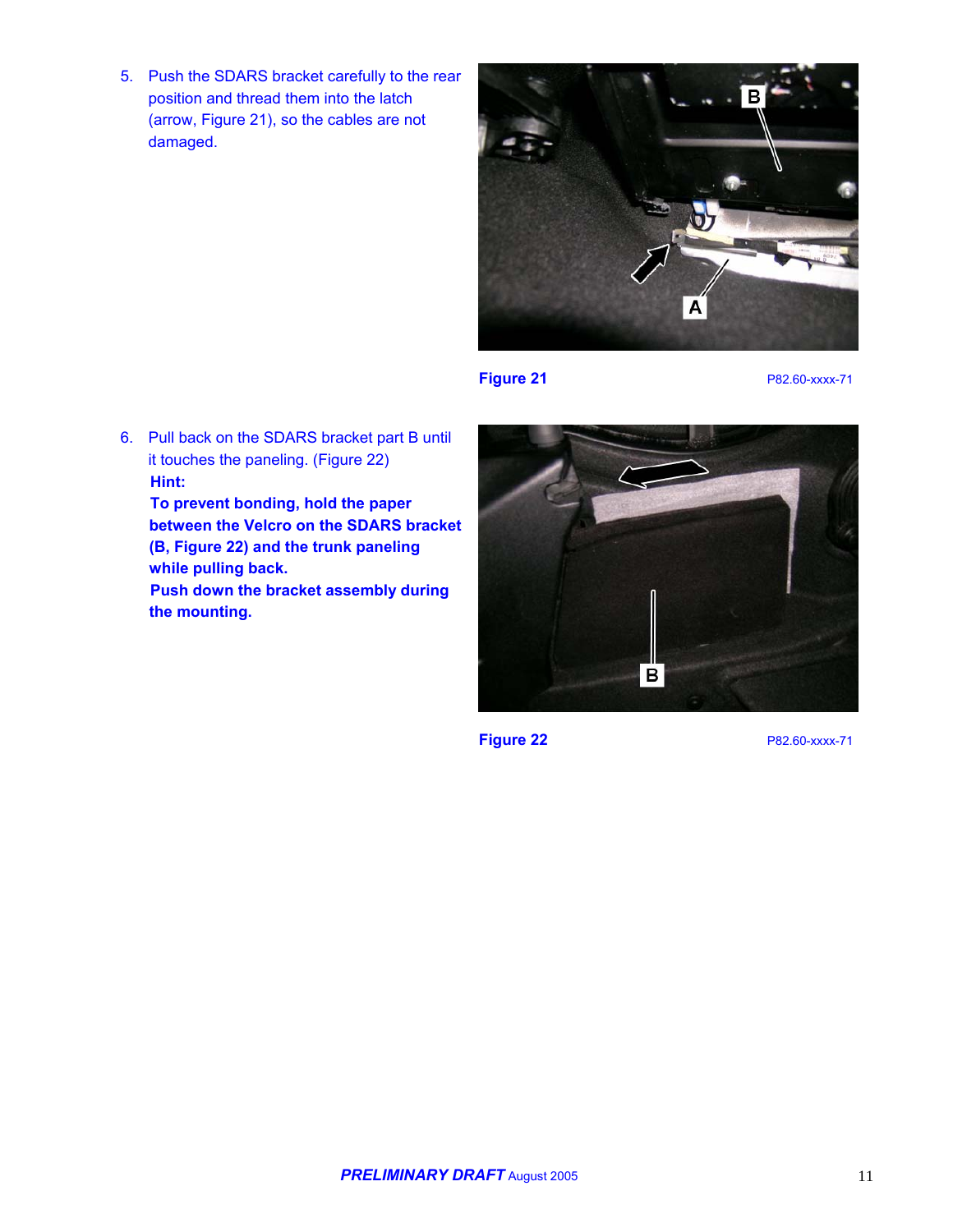5. Push the SDARS bracket carefully to the rear position and thread them into the latch (arrow, Figure 21), so the cables are not damaged.

**Figure 21** P82.60-xxxx-71

6. Pull back on the SDARS bracket part B until it touches the paneling. (Figure 22)
   **Hint:**
   **To prevent bonding, hold the paper between the Velcro on the SDARS bracket (B, Figure 22) and the trunk paneling while pulling back.**
   **Push down the bracket assembly during the mounting.**

**Figure 22** P82.60-xxxx-71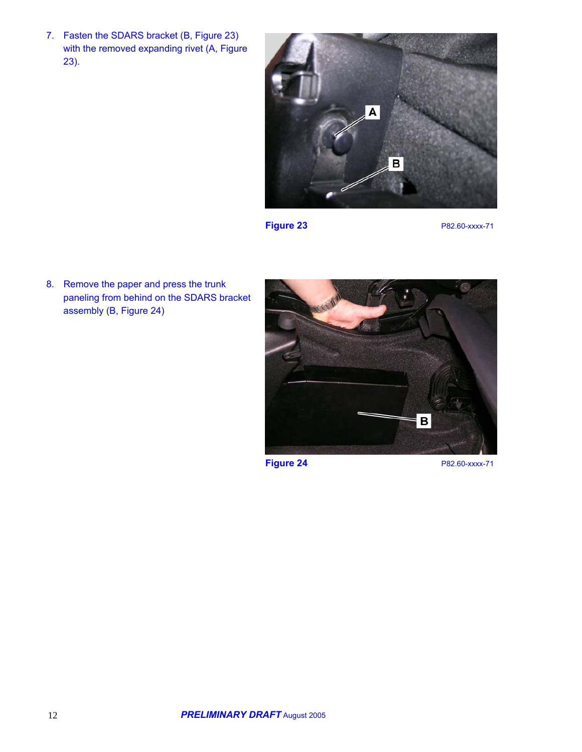7. Fasten the SDARS bracket (B, Figure 23) with the removed expanding rivet (A, Figure 23).

Figure 23 P82.60-xxxx-71

8. Remove the paper and press the trunk paneling from behind on the SDARS bracket assembly (B, Figure 24)

Figure 24 P82.60-xxxx-71

***PRELIMINARY DRAFT*** August 2005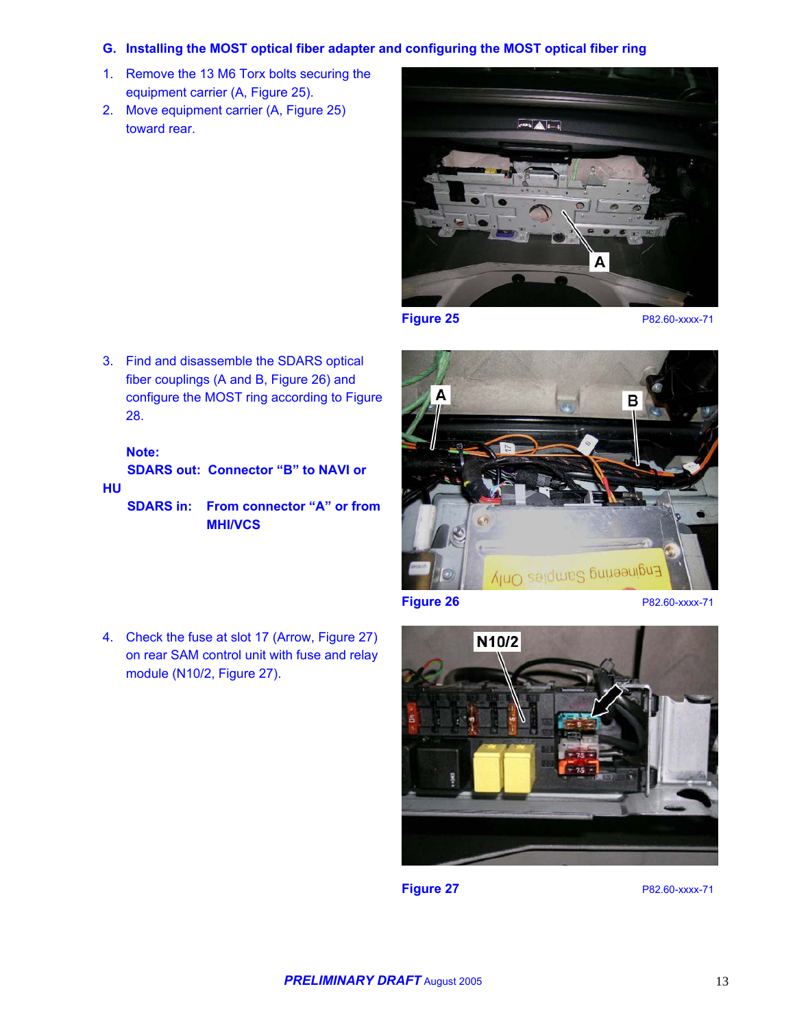## G. Installing the MOST optical fiber adapter and configuring the MOST optical fiber ring

1. Remove the 13 M6 Torx bolts securing the equipment carrier (A, Figure 25).
2. Move equipment carrier (A, Figure 25) toward rear.

**Figure 25** P82.60-xxxx-71

3. Find and disassemble the SDARS optical fiber couplings (A and B, Figure 26) and configure the MOST ring according to Figure 28.

   **Note:**
   **SDARS out: Connector "B" to NAVI or HU**
   **SDARS in: From connector "A" or from MHI/VCS**

**Figure 26** P82.60-xxxx-71

4. Check the fuse at slot 17 (Arrow, Figure 27) on rear SAM control unit with fuse and relay module (N10/2, Figure 27).

**Figure 27** P82.60-xxxx-71

***PRELIMINARY DRAFT*** August 2005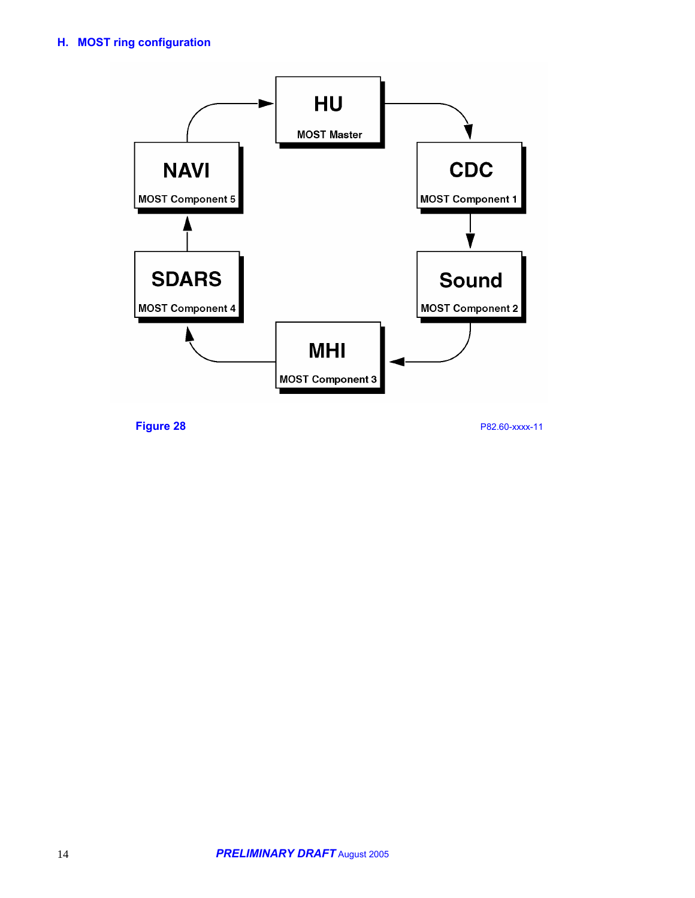## H. MOST ring configuration

HU

MOST Master

CDC

MOST Component 1

Sound

MOST Component 2

MHI

MOST Component 3

SDARS

MOST Component 4

NAVI

MOST Component 5

Figure 28

P82.60-xxxx-11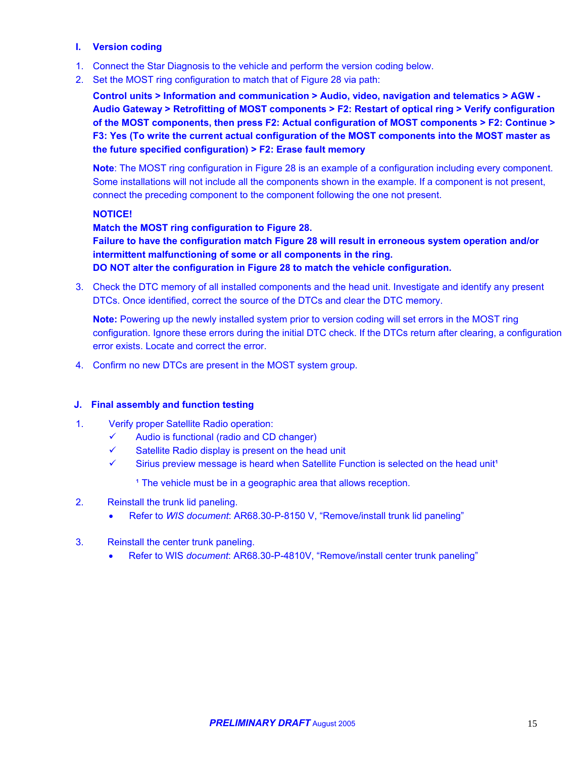## I. Version coding

1. Connect the Star Diagnosis to the vehicle and perform the version coding below.
2. Set the MOST ring configuration to match that of Figure 28 via path:

   **Control units > Information and communication > Audio, video, navigation and telematics > AGW - Audio Gateway > Retrofitting of MOST components > F2: Restart of optical ring > Verify configuration of the MOST components, then press F2: Actual configuration of MOST components > F2: Continue > F3: Yes (To write the current actual configuration of the MOST components into the MOST master as the future specified configuration) > F2: Erase fault memory**

   **Note**: The MOST ring configuration in Figure 28 is an example of a configuration including every component. Some installations will not include all the components shown in the example. If a component is not present, connect the preceding component to the component following the one not present.

   **NOTICE!**
   **Match the MOST ring configuration to Figure 28.**
   **Failure to have the configuration match Figure 28 will result in erroneous system operation and/or intermittent malfunctioning of some or all components in the ring.**
   **DO NOT alter the configuration in Figure 28 to match the vehicle configuration.**

3. Check the DTC memory of all installed components and the head unit. Investigate and identify any present DTCs. Once identified, correct the source of the DTCs and clear the DTC memory.

   **Note:** Powering up the newly installed system prior to version coding will set errors in the MOST ring configuration. Ignore these errors during the initial DTC check. If the DTCs return after clearing, a configuration error exists. Locate and correct the error.

4. Confirm no new DTCs are present in the MOST system group.

## J. Final assembly and function testing

1. Verify proper Satellite Radio operation:
   - ✓ Audio is functional (radio and CD changer)
   - ✓ Satellite Radio display is present on the head unit
   - ✓ Sirius preview message is heard when Satellite Function is selected on the head unit[1]

   [1] The vehicle must be in a geographic area that allows reception.

2. Reinstall the trunk lid paneling.
   - Refer to *WIS document*: AR68.30-P-8150 V, “Remove/install trunk lid paneling”

3. Reinstall the center trunk paneling.
   - Refer to WIS *document*: AR68.30-P-4810V, “Remove/install center trunk paneling”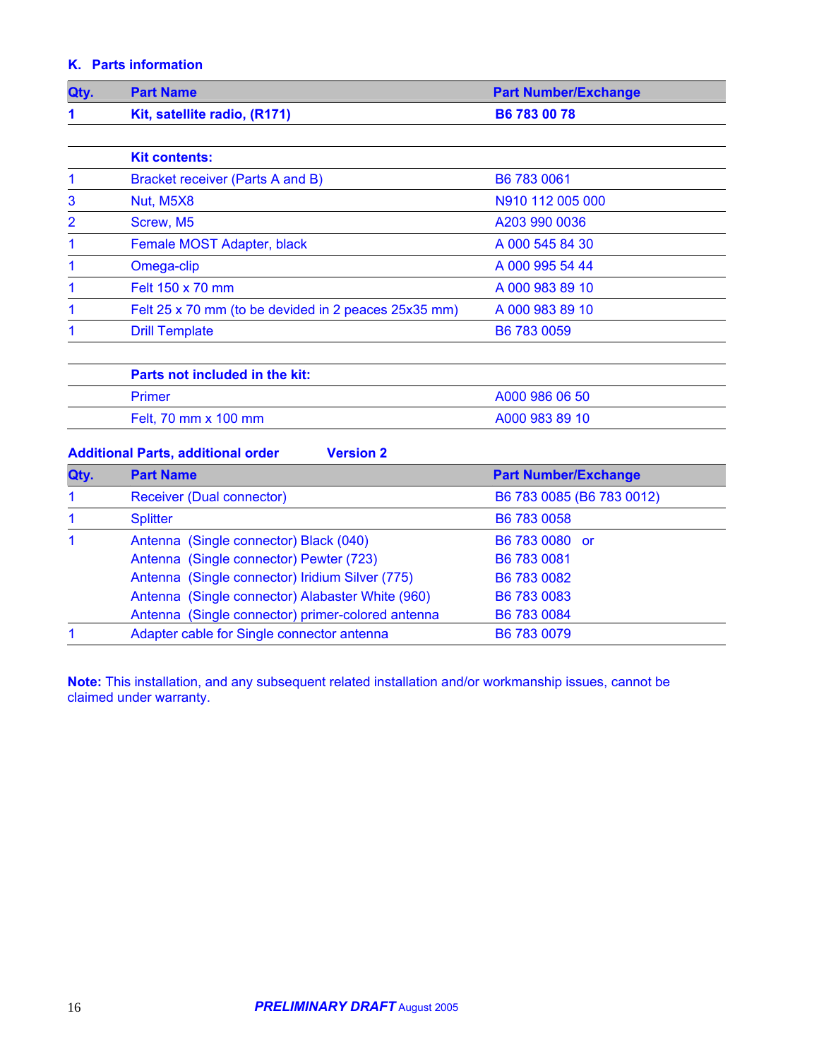## K. Parts information

| Qty. | Part Name | Part Number/Exchange |
|---|---|---|
| **1** | **Kit, satellite radio, (R171)** | **B6 783 00 78** |
| | | |
| | **Kit contents:** | |
| 1 | Bracket receiver (Parts A and B) | B6 783 0061 |
| 3 | Nut, M5X8 | N910 112 005 000 |
| 2 | Screw, M5 | A203 990 0036 |
| 1 | Female MOST Adapter, black | A 000 545 84 30 |
| 1 | Omega-clip | A 000 995 54 44 |
| 1 | Felt 150 x 70 mm | A 000 983 89 10 |
| 1 | Felt 25 x 70 mm (to be devided in 2 peaces 25x35 mm) | A 000 983 89 10 |
| 1 | Drill Template | B6 783 0059 |
| | | |
| | **Parts not included in the kit:** | |
| | Primer | A000 986 06 50 |
| | Felt, 70 mm x 100 mm | A000 983 89 10 |

**Additional Parts, additional order** **Version 2**

| Qty. | Part Name | Part Number/Exchange |
|---|---|---|
| 1 | Receiver (Dual connector) | B6 783 0085 (B6 783 0012) |
| 1 | Splitter | B6 783 0058 |
| 1 | Antenna (Single connector) Black (040)<br>Antenna (Single connector) Pewter (723)<br>Antenna (Single connector) Iridium Silver (775)<br>Antenna (Single connector) Alabaster White (960)<br>Antenna (Single connector) primer-colored antenna | B6 783 0080 or<br>B6 783 0081<br>B6 783 0082<br>B6 783 0083<br>B6 783 0084 |
| 1 | Adapter cable for Single connector antenna | B6 783 0079 |

**Note:** This installation, and any subsequent related installation and/or workmanship issues, cannot be claimed under warranty.

***PRELIMINARY DRAFT*** August 2005